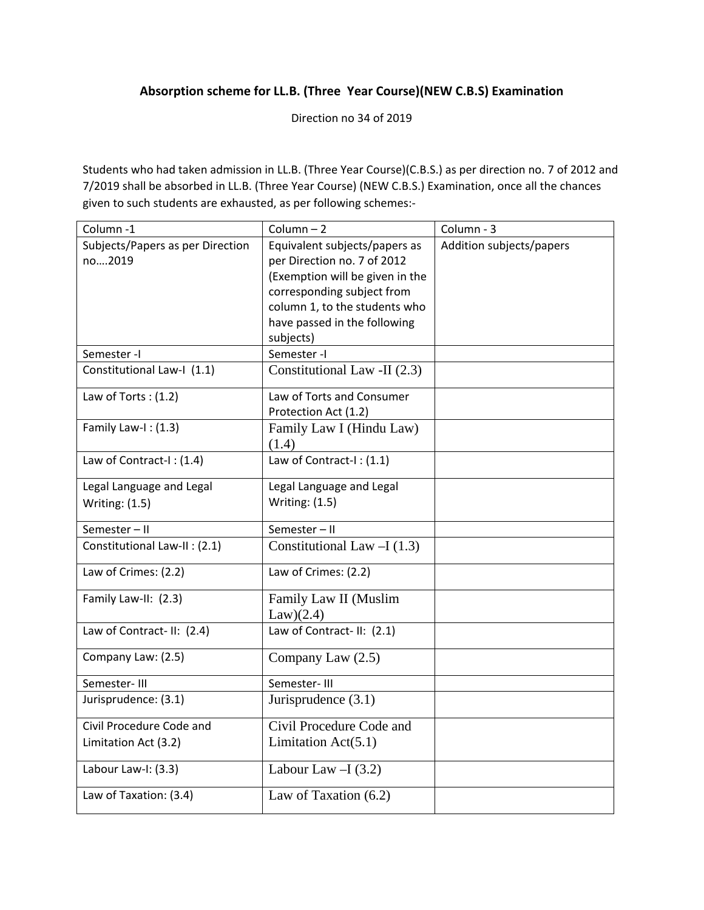## Absorption scheme for LL.B. (Three Year Course)(NEW C.B.S) Examination

Direction no 34 of 2019

Students who had taken admission in LL.B. (Three Year Course)(C.B.S.) as per direction no. 7 of 2012 and 7/2019 shall be absorbed in LL.B. (Three Year Course) (NEW C.B.S.) Examination, once all the chances given to such students are exhausted, as per following schemes:-

| Column -1 | Column – 2 | Column - 3 |
|---|---|---|
| Subjects/Papers as per Direction no….2019 | Equivalent subjects/papers as per Direction no. 7 of 2012 (Exemption will be given in the corresponding subject from column 1, to the students who have passed in the following subjects) | Addition subjects/papers |
| Semester -I | Semester -I | |
| Constitutional Law-I (1.1) | Constitutional Law -II (2.3) | |
| Law of Torts : (1.2) | Law of Torts and Consumer Protection Act (1.2) | |
| Family Law-I : (1.3) | Family Law I (Hindu Law) (1.4) | |
| Law of Contract-I : (1.4) | Law of Contract-I : (1.1) | |
| Legal Language and Legal Writing: (1.5) | Legal Language and Legal Writing: (1.5) | |
| Semester – II | Semester – II | |
| Constitutional Law-II : (2.1) | Constitutional Law –I (1.3) | |
| Law of Crimes: (2.2) | Law of Crimes: (2.2) | |
| Family Law-II: (2.3) | Family Law II (Muslim Law)(2.4) | |
| Law of Contract- II: (2.4) | Law of Contract- II: (2.1) | |
| Company Law: (2.5) | Company Law (2.5) | |
| Semester- III | Semester- III | |
| Jurisprudence: (3.1) | Jurisprudence (3.1) | |
| Civil Procedure Code and Limitation Act (3.2) | Civil Procedure Code and Limitation Act(5.1) | |
| Labour Law-I: (3.3) | Labour Law –I (3.2) | |
| Law of Taxation: (3.4) | Law of Taxation (6.2) | |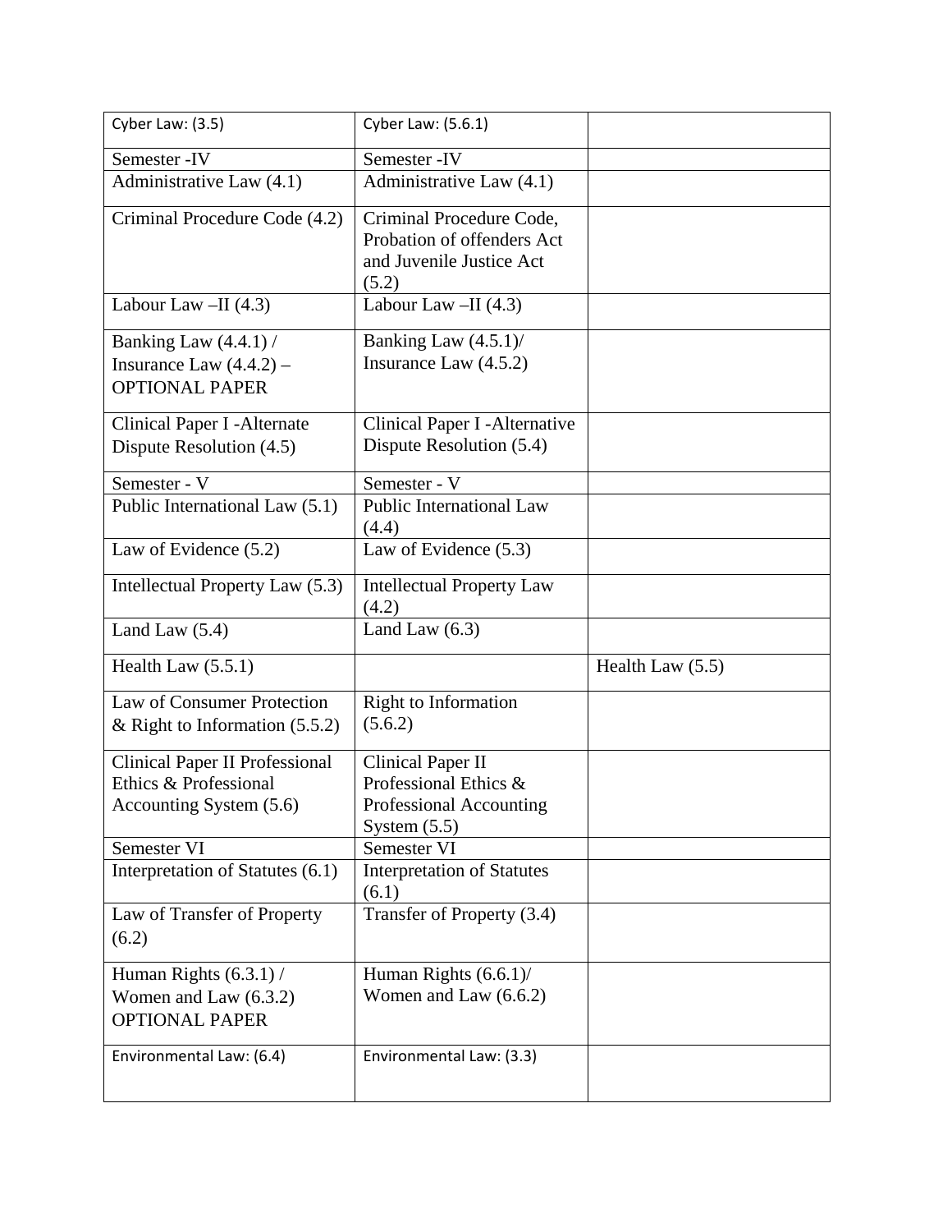| Cyber Law: (3.5) | Cyber Law: (5.6.1) | |
|---|---|---|
| Semester -IV | Semester -IV | |
| Administrative Law (4.1) | Administrative Law (4.1) | |
| Criminal Procedure Code (4.2) | Criminal Procedure Code, Probation of offenders Act and Juvenile Justice Act (5.2) | |
| Labour Law –II (4.3) | Labour Law –II (4.3) | |
| Banking Law (4.4.1) / Insurance Law (4.4.2) – OPTIONAL PAPER | Banking Law (4.5.1)/ Insurance Law (4.5.2) | |
| Clinical Paper I -Alternate Dispute Resolution (4.5) | Clinical Paper I -Alternative Dispute Resolution (5.4) | |
| Semester - V | Semester - V | |
| Public International Law (5.1) | Public International Law (4.4) | |
| Law of Evidence (5.2) | Law of Evidence (5.3) | |
| Intellectual Property Law (5.3) | Intellectual Property Law (4.2) | |
| Land Law (5.4) | Land Law (6.3) | |
| Health Law (5.5.1) | | Health Law (5.5) |
| Law of Consumer Protection & Right to Information (5.5.2) | Right to Information (5.6.2) | |
| Clinical Paper II Professional Ethics & Professional Accounting System (5.6) | Clinical Paper II Professional Ethics & Professional Accounting System (5.5) | |
| Semester VI | Semester VI | |
| Interpretation of Statutes (6.1) | Interpretation of Statutes (6.1) | |
| Law of Transfer of Property (6.2) | Transfer of Property (3.4) | |
| Human Rights (6.3.1) / Women and Law (6.3.2) OPTIONAL PAPER | Human Rights (6.6.1)/ Women and Law (6.6.2) | |
| Environmental Law: (6.4) | Environmental Law: (3.3) | |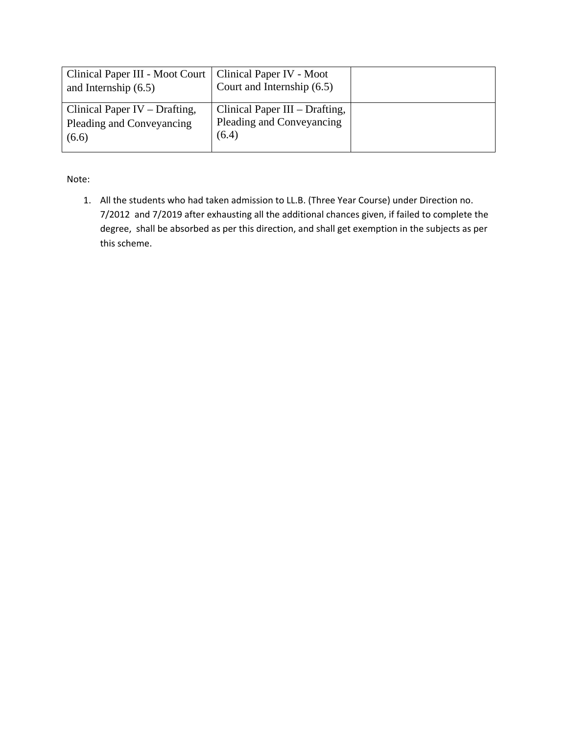| | | |
|---|---|---|
| Clinical Paper III - Moot Court and Internship (6.5) | Clinical Paper IV - Moot Court and Internship (6.5) | |
| Clinical Paper IV – Drafting, Pleading and Conveyancing (6.6) | Clinical Paper III – Drafting, Pleading and Conveyancing (6.4) | |

Note:

1. All the students who had taken admission to LL.B. (Three Year Course) under Direction no. 7/2012 and 7/2019 after exhausting all the additional chances given, if failed to complete the degree, shall be absorbed as per this direction, and shall get exemption in the subjects as per this scheme.